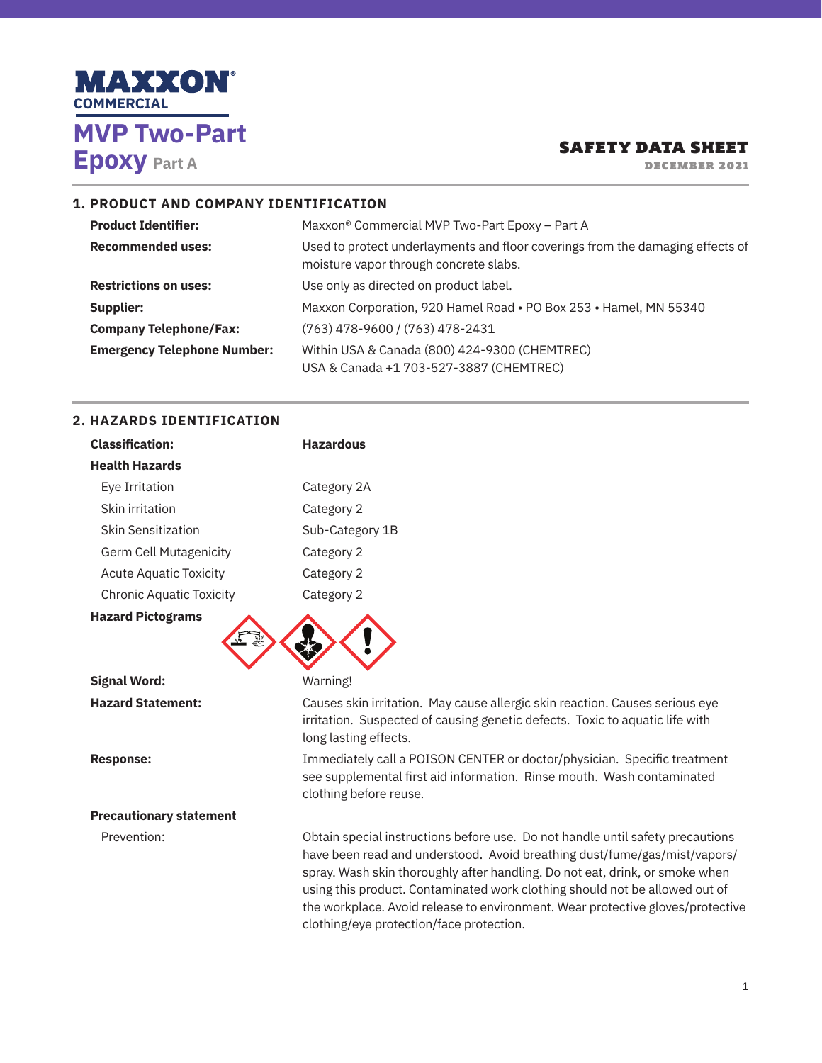# MAXXON® COMMERCIAL

# MVP Two-Part Epoxy Part A

**SAFETY DATA SHEET**
DECEMBER 2021

## 1. PRODUCT AND COMPANY IDENTIFICATION

| | |
|---|---|
| **Product Identifier:** | Maxxon® Commercial MVP Two-Part Epoxy – Part A |
| **Recommended uses:** | Used to protect underlayments and floor coverings from the damaging effects of moisture vapor through concrete slabs. |
| **Restrictions on uses:** | Use only as directed on product label. |
| **Supplier:** | Maxxon Corporation, 920 Hamel Road • PO Box 253 • Hamel, MN 55340 |
| **Company Telephone/Fax:** | (763) 478-9600 / (763) 478-2431 |
| **Emergency Telephone Number:** | Within USA & Canada (800) 424-9300 (CHEMTREC)<br>USA & Canada +1 703-527-3887 (CHEMTREC) |

## 2. HAZARDS IDENTIFICATION

| | |
|---|---|
| **Classification:** | **Hazardous** |
| **Health Hazards** | |
| Eye Irritation | Category 2A |
| Skin irritation | Category 2 |
| Skin Sensitization | Sub-Category 1B |
| Germ Cell Mutagenicity | Category 2 |
| Acute Aquatic Toxicity | Category 2 |
| Chronic Aquatic Toxicity | Category 2 |

**Hazard Pictograms**

**Signal Word:** Warning!

**Hazard Statement:** Causes skin irritation. May cause allergic skin reaction. Causes serious eye irritation. Suspected of causing genetic defects. Toxic to aquatic life with long lasting effects.

**Response:** Immediately call a POISON CENTER or doctor/physician. Specific treatment see supplemental first aid information. Rinse mouth. Wash contaminated clothing before reuse.

**Precautionary statement**

Prevention: Obtain special instructions before use. Do not handle until safety precautions have been read and understood. Avoid breathing dust/fume/gas/mist/vapors/spray. Wash skin thoroughly after handling. Do not eat, drink, or smoke when using this product. Contaminated work clothing should not be allowed out of the workplace. Avoid release to environment. Wear protective gloves/protective clothing/eye protection/face protection.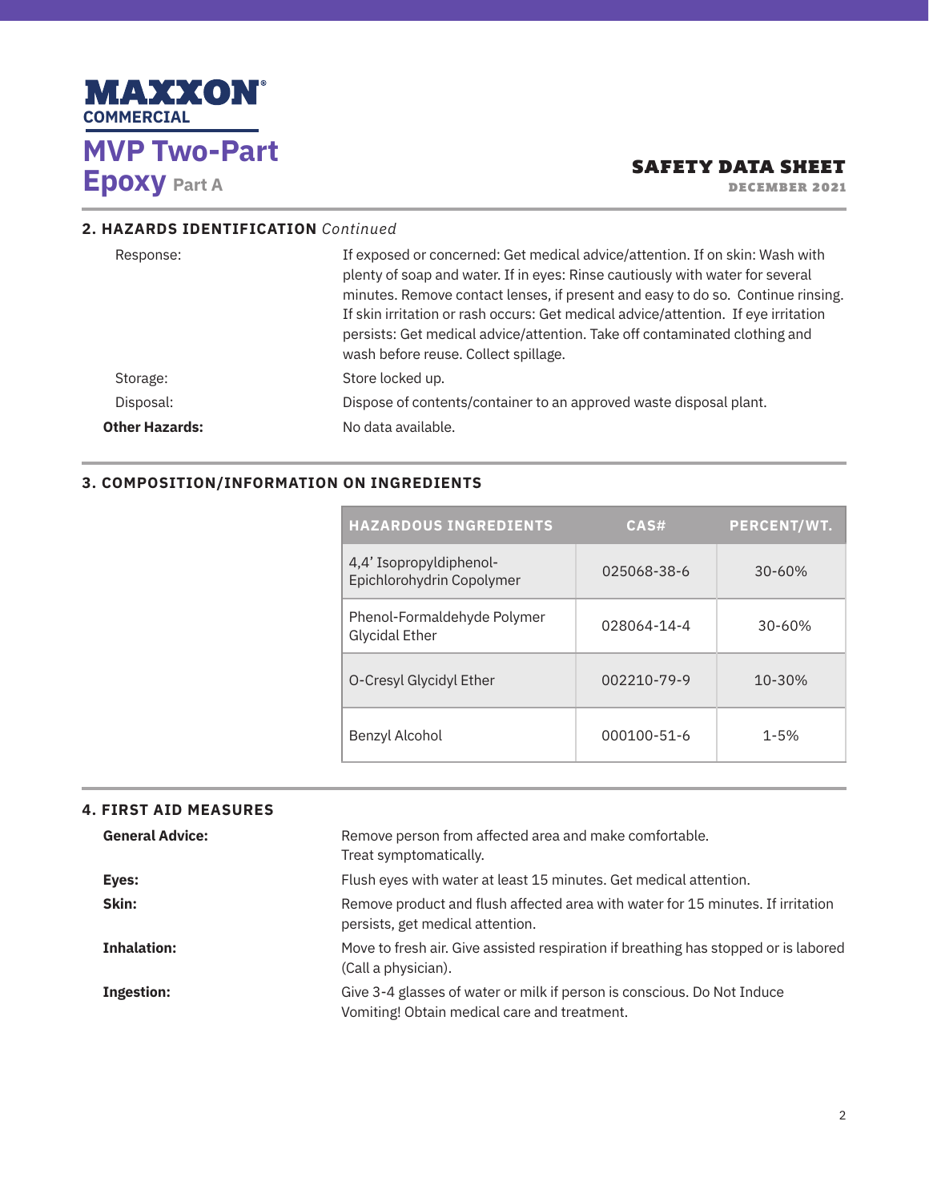## 2. HAZARDS IDENTIFICATION *Continued*

| | |
|---|---|
| Response: | If exposed or concerned: Get medical advice/attention. If on skin: Wash with plenty of soap and water. If in eyes: Rinse cautiously with water for several minutes. Remove contact lenses, if present and easy to do so. Continue rinsing. If skin irritation or rash occurs: Get medical advice/attention. If eye irritation persists: Get medical advice/attention. Take off contaminated clothing and wash before reuse. Collect spillage. |
| Storage: | Store locked up. |
| Disposal: | Dispose of contents/container to an approved waste disposal plant. |
| **Other Hazards:** | No data available. |

## 3. COMPOSITION/INFORMATION ON INGREDIENTS

| HAZARDOUS INGREDIENTS | CAS# | PERCENT/WT. |
|---|---|---|
| 4,4' Isopropyldiphenol-Epichlorohydrin Copolymer | 025068-38-6 | 30-60% |
| Phenol-Formaldehyde Polymer Glycidal Ether | 028064-14-4 | 30-60% |
| O-Cresyl Glycidyl Ether | 002210-79-9 | 10-30% |
| Benzyl Alcohol | 000100-51-6 | 1-5% |

## 4. FIRST AID MEASURES

| | |
|---|---|
| **General Advice:** | Remove person from affected area and make comfortable. Treat symptomatically. |
| **Eyes:** | Flush eyes with water at least 15 minutes. Get medical attention. |
| **Skin:** | Remove product and flush affected area with water for 15 minutes. If irritation persists, get medical attention. |
| **Inhalation:** | Move to fresh air. Give assisted respiration if breathing has stopped or is labored (Call a physician). |
| **Ingestion:** | Give 3-4 glasses of water or milk if person is conscious. Do Not Induce Vomiting! Obtain medical care and treatment. |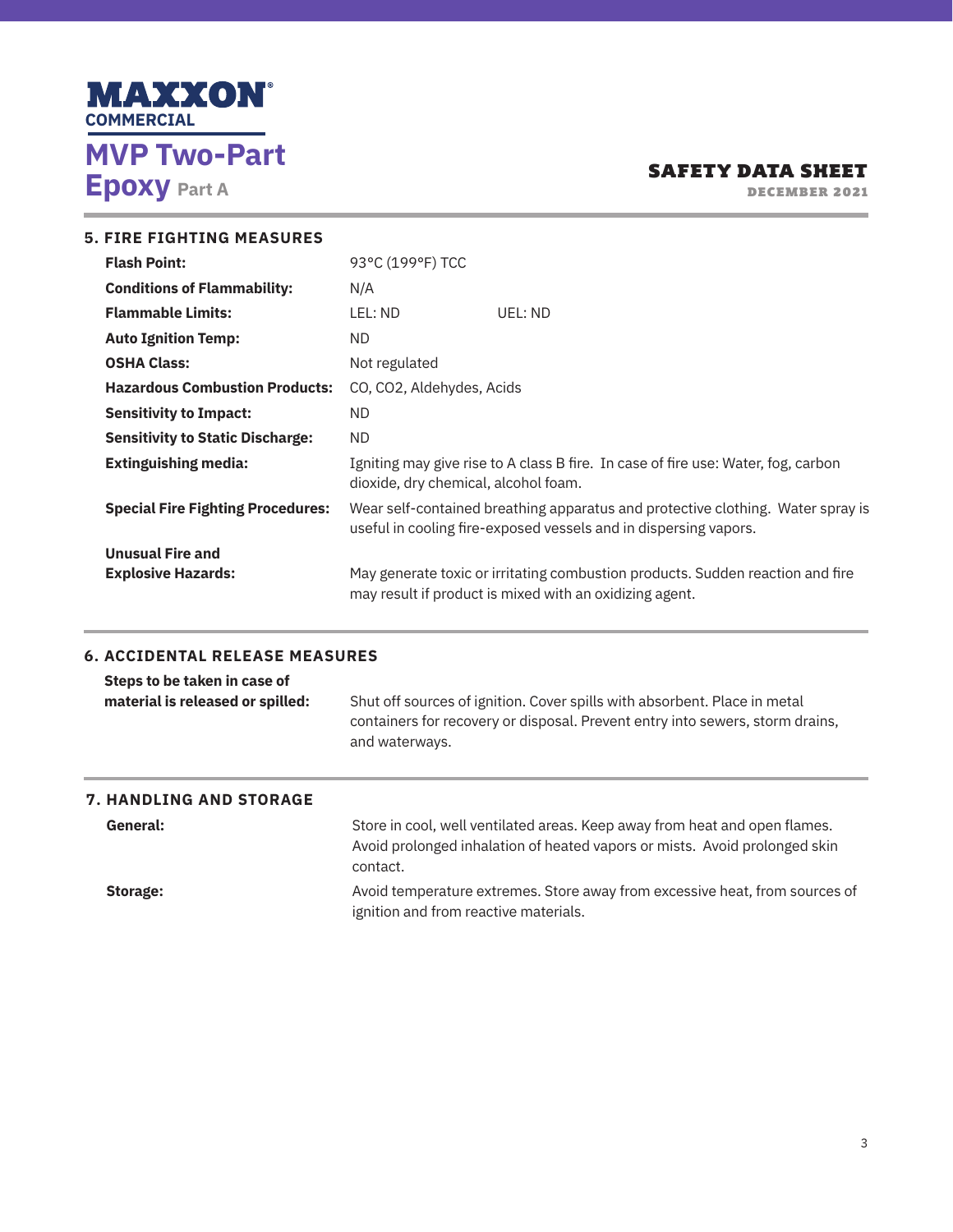## 5. FIRE FIGHTING MEASURES

| | |
|---|---|
| **Flash Point:** | 93°C (199°F) TCC |
| **Conditions of Flammability:** | N/A |
| **Flammable Limits:** | LEL: ND UEL: ND |
| **Auto Ignition Temp:** | ND |
| **OSHA Class:** | Not regulated |
| **Hazardous Combustion Products:** | CO, $CO_2$, Aldehydes, Acids |
| **Sensitivity to Impact:** | ND |
| **Sensitivity to Static Discharge:** | ND |
| **Extinguishing media:** | Igniting may give rise to A class B fire. In case of fire use: Water, fog, carbon dioxide, dry chemical, alcohol foam. |
| **Special Fire Fighting Procedures:** | Wear self-contained breathing apparatus and protective clothing. Water spray is useful in cooling fire-exposed vessels and in dispersing vapors. |
| **Unusual Fire and Explosive Hazards:** | May generate toxic or irritating combustion products. Sudden reaction and fire may result if product is mixed with an oxidizing agent. |

## 6. ACCIDENTAL RELEASE MEASURES

| | |
|---|---|
| **Steps to be taken in case of material is released or spilled:** | Shut off sources of ignition. Cover spills with absorbent. Place in metal containers for recovery or disposal. Prevent entry into sewers, storm drains, and waterways. |

## 7. HANDLING AND STORAGE

| | |
|---|---|
| **General:** | Store in cool, well ventilated areas. Keep away from heat and open flames. Avoid prolonged inhalation of heated vapors or mists. Avoid prolonged skin contact. |
| **Storage:** | Avoid temperature extremes. Store away from excessive heat, from sources of ignition and from reactive materials. |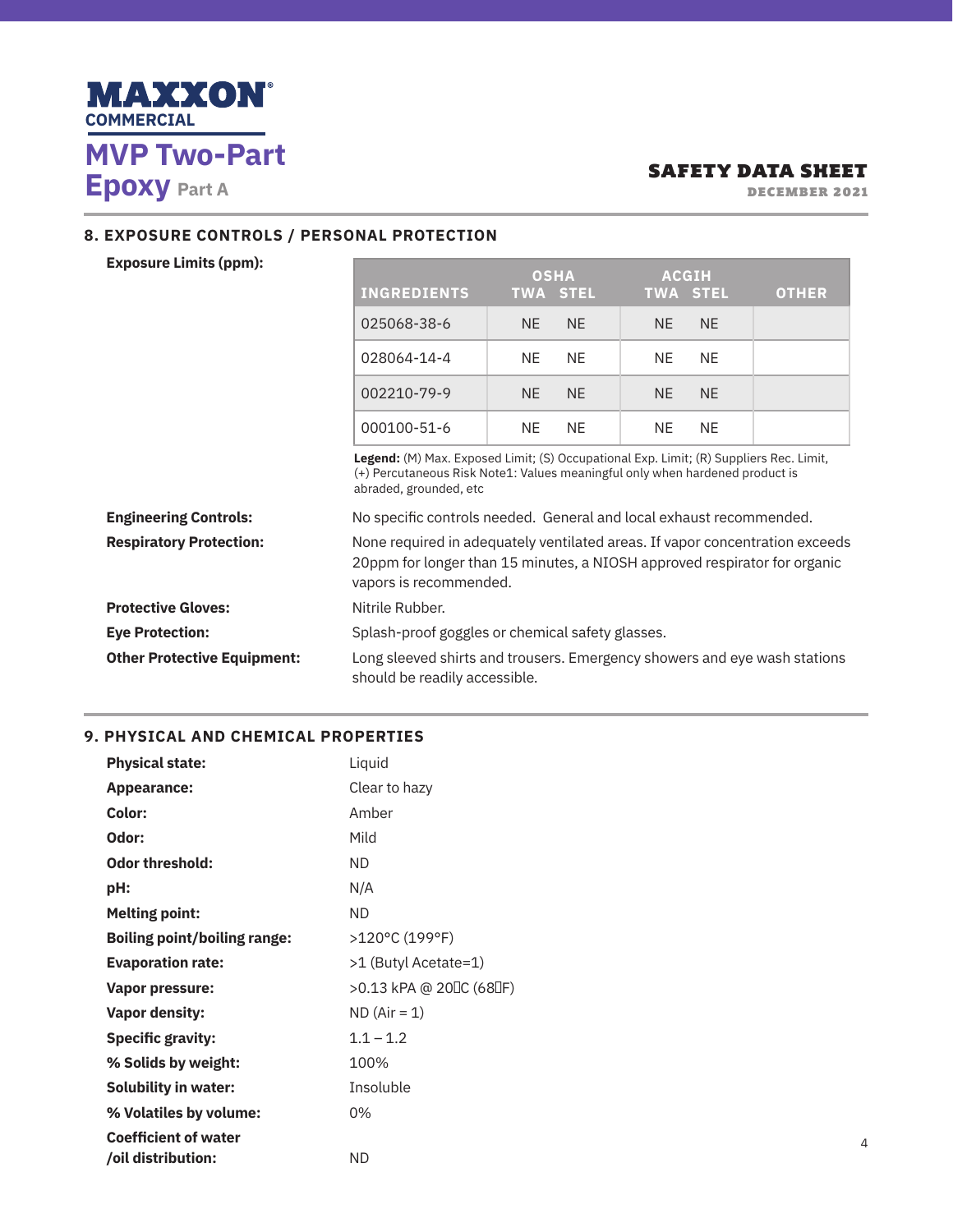## 8. EXPOSURE CONTROLS / PERSONAL PROTECTION

**Exposure Limits (ppm):**

| INGREDIENTS | OSHA TWA | OSHA STEL | ACGIH TWA | ACGIH STEL | OTHER |
|---|---|---|---|---|---|
| 025068-38-6 | NE | NE | NE | NE | |
| 028064-14-4 | NE | NE | NE | NE | |
| 002210-79-9 | NE | NE | NE | NE | |
| 000100-51-6 | NE | NE | NE | NE | |

**Legend:** (M) Max. Exposed Limit; (S) Occupational Exp. Limit; (R) Suppliers Rec. Limit, (+) Percutaneous Risk Note1: Values meaningful only when hardened product is abraded, grounded, etc

**Engineering Controls:** No specific controls needed. General and local exhaust recommended.

**Respiratory Protection:** None required in adequately ventilated areas. If vapor concentration exceeds 20ppm for longer than 15 minutes, a NIOSH approved respirator for organic vapors is recommended.

**Protective Gloves:** Nitrile Rubber.

**Eye Protection:** Splash-proof goggles or chemical safety glasses.

**Other Protective Equipment:** Long sleeved shirts and trousers. Emergency showers and eye wash stations should be readily accessible.

## 9. PHYSICAL AND CHEMICAL PROPERTIES

**Physical state:** Liquid

**Appearance:** Clear to hazy

**Color:** Amber

**Odor:** Mild

**Odor threshold:** ND

**pH:** N/A

**Melting point:** ND

**Boiling point/boiling range:** >120°C (199°F)

**Evaporation rate:** >1 (Butyl Acetate=1)

**Vapor pressure:** >0.13 kPA @ 20C (68F)

**Vapor density:** ND (Air = 1)

**Specific gravity:** 1.1 – 1.2

**% Solids by weight:** 100%

**Solubility in water:** Insoluble

**% Volatiles by volume:** 0%

**Coefficient of water /oil distribution:** ND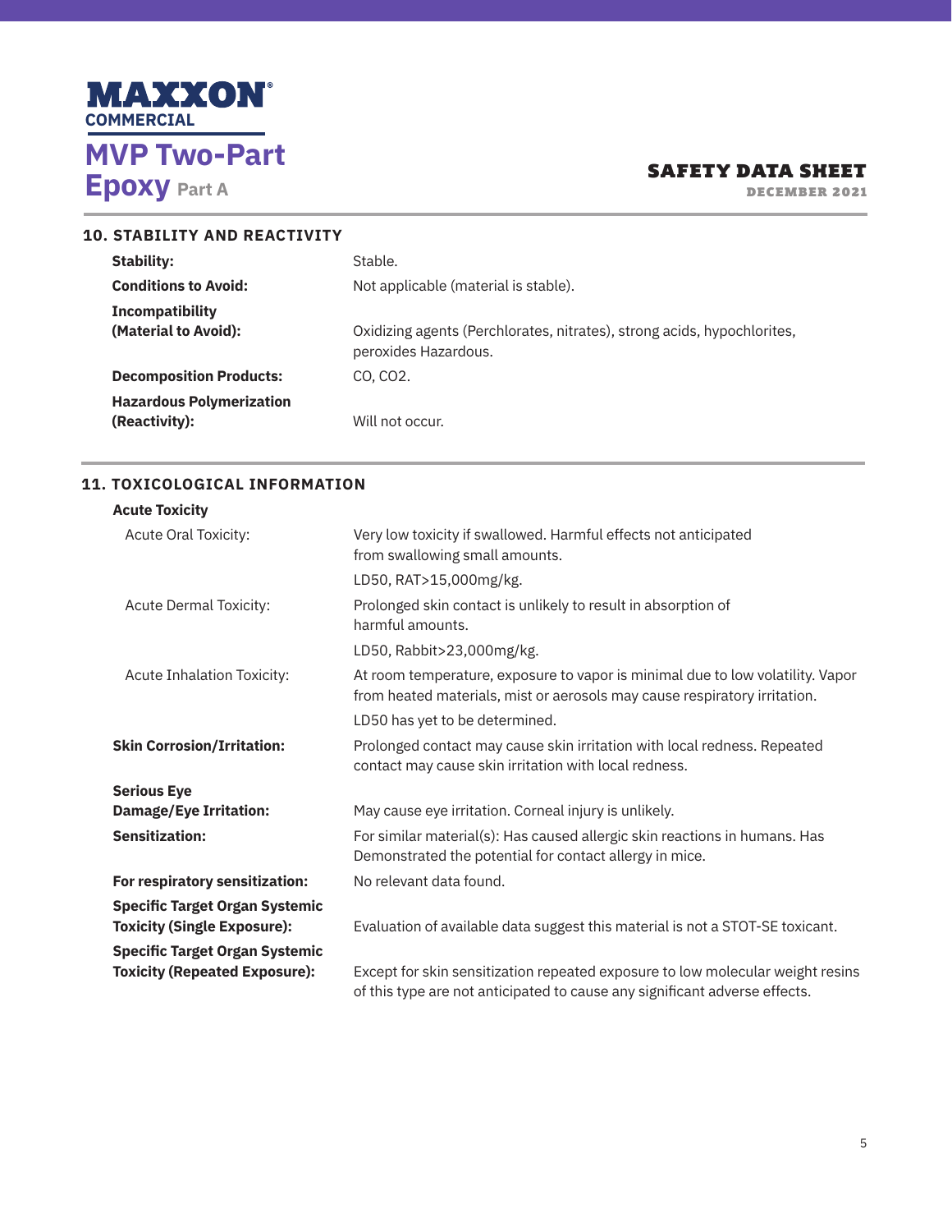## 10. STABILITY AND REACTIVITY

| | |
|---|---|
| **Stability:** | Stable. |
| **Conditions to Avoid:** | Not applicable (material is stable). |
| **Incompatibility (Material to Avoid):** | Oxidizing agents (Perchlorates, nitrates), strong acids, hypochlorites, peroxides Hazardous. |
| **Decomposition Products:** | $CO$, $CO_2$. |
| **Hazardous Polymerization (Reactivity):** | Will not occur. |

## 11. TOXICOLOGICAL INFORMATION

| | |
|---|---|
| **Acute Toxicity** | |
| Acute Oral Toxicity: | Very low toxicity if swallowed. Harmful effects not anticipated from swallowing small amounts.<br>LD50, RAT>15,000mg/kg. |
| Acute Dermal Toxicity: | Prolonged skin contact is unlikely to result in absorption of harmful amounts.<br>LD50, Rabbit>23,000mg/kg. |
| Acute Inhalation Toxicity: | At room temperature, exposure to vapor is minimal due to low volatility. Vapor from heated materials, mist or aerosols may cause respiratory irritation.<br>LD50 has yet to be determined. |
| **Skin Corrosion/Irritation:** | Prolonged contact may cause skin irritation with local redness. Repeated contact may cause skin irritation with local redness. |
| **Serious Eye Damage/Eye Irritation:** | May cause eye irritation. Corneal injury is unlikely. |
| **Sensitization:** | For similar material(s): Has caused allergic skin reactions in humans. Has Demonstrated the potential for contact allergy in mice. |
| **For respiratory sensitization:** | No relevant data found. |
| **Specific Target Organ Systemic Toxicity (Single Exposure):** | Evaluation of available data suggest this material is not a STOT-SE toxicant. |
| **Specific Target Organ Systemic Toxicity (Repeated Exposure):** | Except for skin sensitization repeated exposure to low molecular weight resins of this type are not anticipated to cause any significant adverse effects. |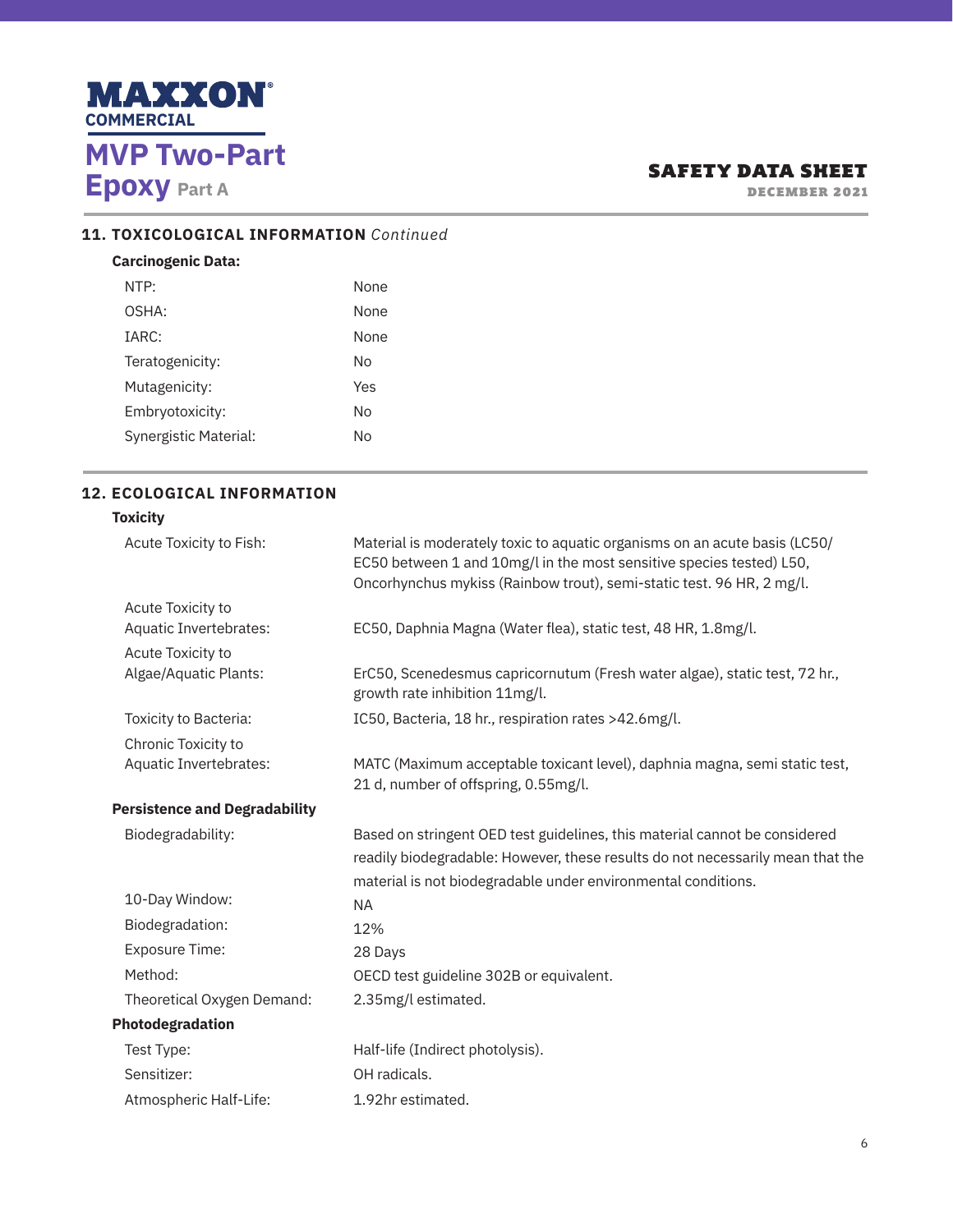## 11. TOXICOLOGICAL INFORMATION *Continued*

**Carcinogenic Data:**

| | |
|---|---|
| NTP: | None |
| OSHA: | None |
| IARC: | None |
| Teratogenicity: | No |
| Mutagenicity: | Yes |
| Embryotoxicity: | No |
| Synergistic Material: | No |

## 12. ECOLOGICAL INFORMATION

**Toxicity**

| | |
|---|---|
| Acute Toxicity to Fish: | Material is moderately toxic to aquatic organisms on an acute basis (LC50/EC50 between 1 and 10mg/l in the most sensitive species tested) L50, Oncorhynchus mykiss (Rainbow trout), semi-static test. 96 HR, 2 mg/l. |
| Acute Toxicity to Aquatic Invertebrates: | EC50, Daphnia Magna (Water flea), static test, 48 HR, 1.8mg/l. |
| Acute Toxicity to Algae/Aquatic Plants: | ErC50, Scenedesmus capricornutum (Fresh water algae), static test, 72 hr., growth rate inhibition 11mg/l. |
| Toxicity to Bacteria: | IC50, Bacteria, 18 hr., respiration rates >42.6mg/l. |
| Chronic Toxicity to Aquatic Invertebrates: | MATC (Maximum acceptable toxicant level), daphnia magna, semi static test, 21 d, number of offspring, 0.55mg/l. |

**Persistence and Degradability**

| | |
|---|---|
| Biodegradability: | Based on stringent OED test guidelines, this material cannot be considered readily biodegradable: However, these results do not necessarily mean that the material is not biodegradable under environmental conditions. |
| 10-Day Window: | NA |
| Biodegradation: | 12% |
| Exposure Time: | 28 Days |
| Method: | OECD test guideline 302B or equivalent. |
| Theoretical Oxygen Demand: | 2.35mg/l estimated. |

**Photodegradation**

| | |
|---|---|
| Test Type: | Half-life (Indirect photolysis). |
| Sensitizer: | OH radicals. |
| Atmospheric Half-Life: | 1.92hr estimated. |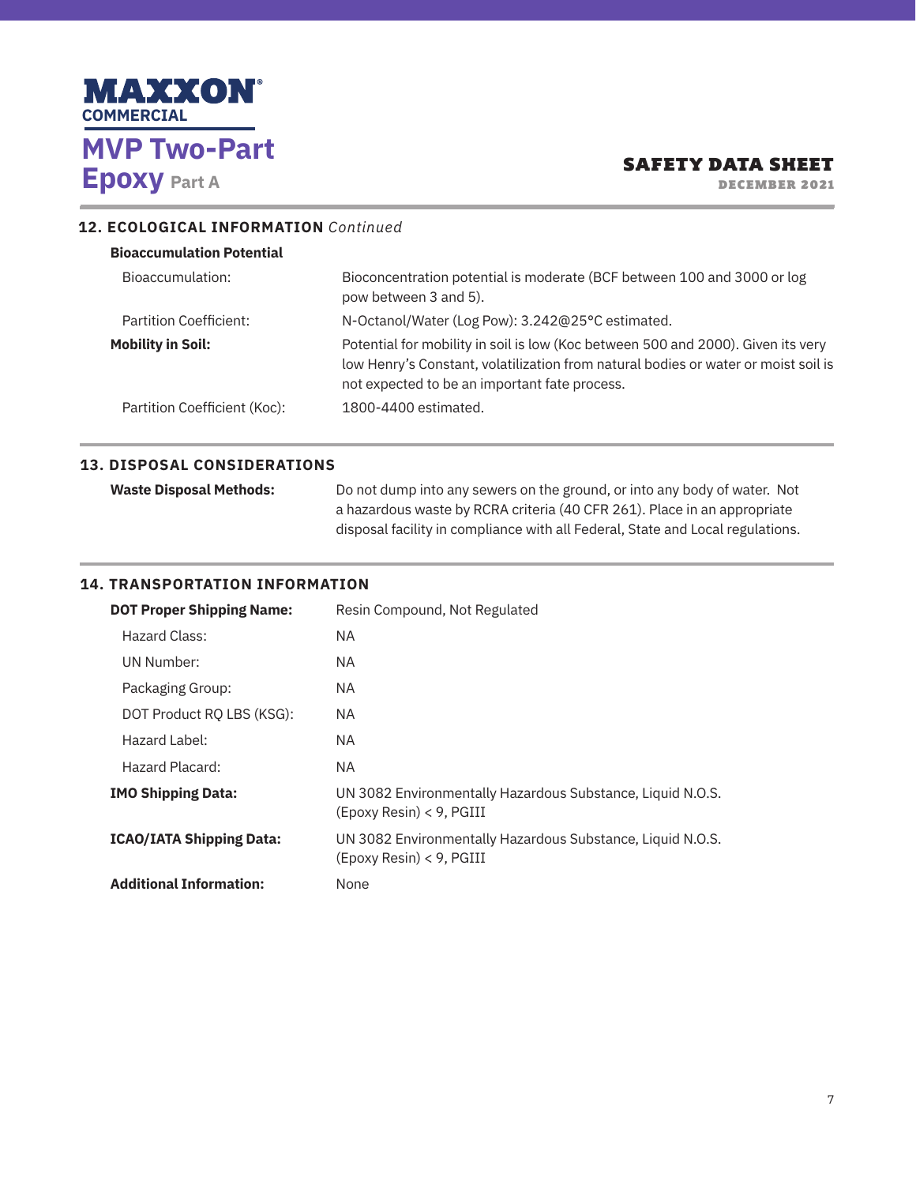## 12. ECOLOGICAL INFORMATION *Continued*

**Bioaccumulation Potential**

| | |
|---|---|
| Bioaccumulation: | Bioconcentration potential is moderate (BCF between 100 and 3000 or log pow between 3 and 5). |
| Partition Coefficient: | N-Octanol/Water (Log Pow): 3.242@25°C estimated. |
| **Mobility in Soil:** | Potential for mobility in soil is low (Koc between 500 and 2000). Given its very low Henry's Constant, volatilization from natural bodies or water or moist soil is not expected to be an important fate process. |
| Partition Coefficient (Koc): | 1800-4400 estimated. |

## 13. DISPOSAL CONSIDERATIONS

| | |
|---|---|
| **Waste Disposal Methods:** | Do not dump into any sewers on the ground, or into any body of water. Not a hazardous waste by RCRA criteria (40 CFR 261). Place in an appropriate disposal facility in compliance with all Federal, State and Local regulations. |

## 14. TRANSPORTATION INFORMATION

| | |
|---|---|
| **DOT Proper Shipping Name:** | Resin Compound, Not Regulated |
| Hazard Class: | NA |
| UN Number: | NA |
| Packaging Group: | NA |
| DOT Product RQ LBS (KSG): | NA |
| Hazard Label: | NA |
| Hazard Placard: | NA |
| **IMO Shipping Data:** | UN 3082 Environmentally Hazardous Substance, Liquid N.O.S. (Epoxy Resin) < 9, PGIII |
| **ICAO/IATA Shipping Data:** | UN 3082 Environmentally Hazardous Substance, Liquid N.O.S. (Epoxy Resin) < 9, PGIII |
| **Additional Information:** | None |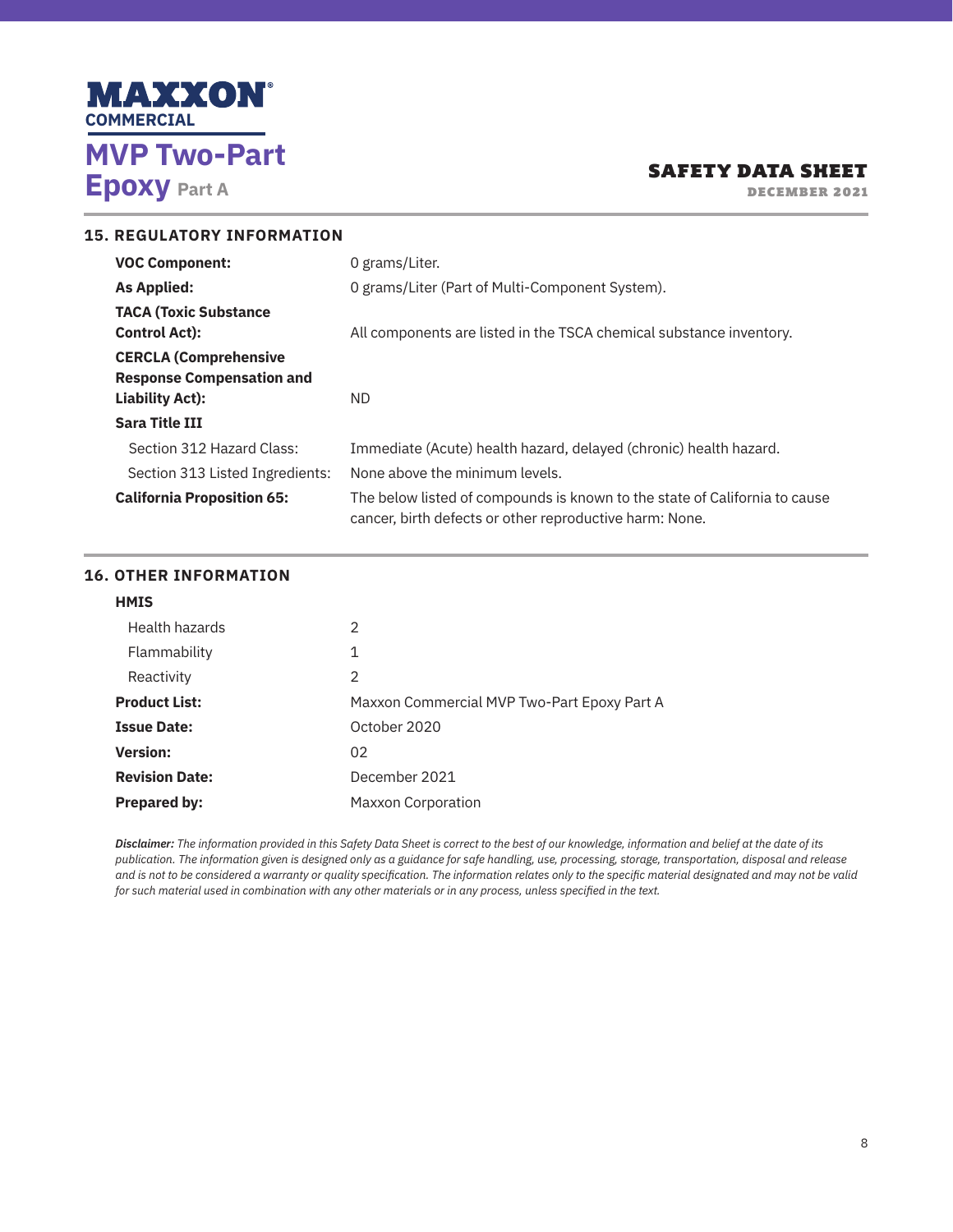## 15. REGULATORY INFORMATION

| | |
|---|---|
| **VOC Component:** | 0 grams/Liter. |
| **As Applied:** | 0 grams/Liter (Part of Multi-Component System). |
| **TACA (Toxic Substance Control Act):** | All components are listed in the TSCA chemical substance inventory. |
| **CERCLA (Comprehensive Response Compensation and Liability Act):** | ND |
| **Sara Title III** | |
| Section 312 Hazard Class: | Immediate (Acute) health hazard, delayed (chronic) health hazard. |
| Section 313 Listed Ingredients: | None above the minimum levels. |
| **California Proposition 65:** | The below listed of compounds is known to the state of California to cause cancer, birth defects or other reproductive harm: None. |

## 16. OTHER INFORMATION

| | |
|---|---|
| **HMIS** | |
| Health hazards | 2 |
| Flammability | 1 |
| Reactivity | 2 |
| **Product List:** | Maxxon Commercial MVP Two-Part Epoxy Part A |
| **Issue Date:** | October 2020 |
| **Version:** | 02 |
| **Revision Date:** | December 2021 |
| **Prepared by:** | Maxxon Corporation |

***Disclaimer:*** *The information provided in this Safety Data Sheet is correct to the best of our knowledge, information and belief at the date of its publication. The information given is designed only as a guidance for safe handling, use, processing, storage, transportation, disposal and release and is not to be considered a warranty or quality specification. The information relates only to the specific material designated and may not be valid for such material used in combination with any other materials or in any process, unless specified in the text.*